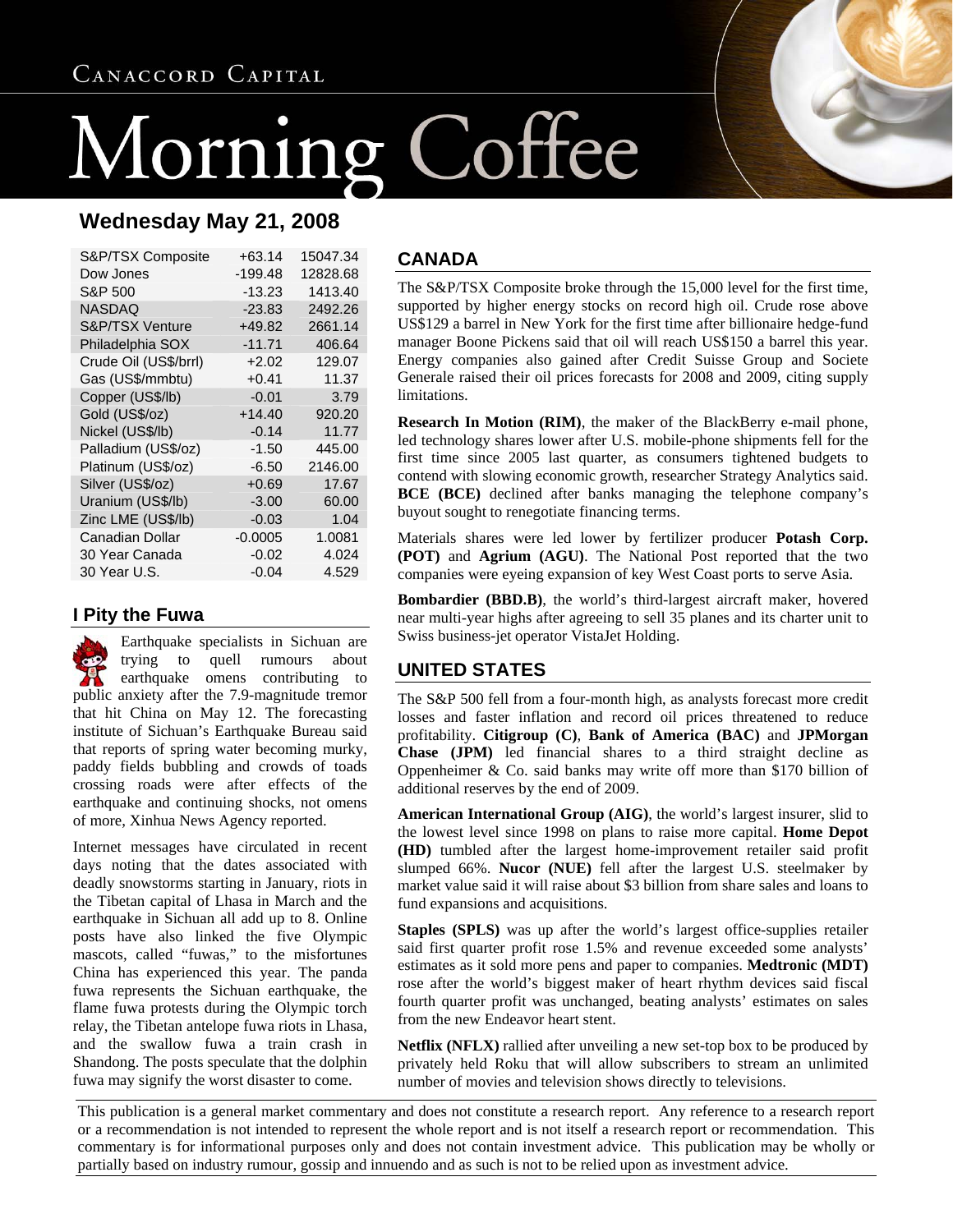# Canaccord Capital Morning Coffee

## Wednesday May 21, 2008

| | | |
|---|---|---|
| S&P/TSX Composite | +63.14 | 15047.34 |
| Dow Jones | -199.48 | 12828.68 |
| S&P 500 | -13.23 | 1413.40 |
| NASDAQ | -23.83 | 2492.26 |
| S&P/TSX Venture | +49.82 | 2661.14 |
| Philadelphia SOX | -11.71 | 406.64 |
| Crude Oil (US$/brrl) | +2.02 | 129.07 |
| Gas (US$/mmbtu) | +0.41 | 11.37 |
| Copper (US$/lb) | -0.01 | 3.79 |
| Gold (US$/oz) | +14.40 | 920.20 |
| Nickel (US$/lb) | -0.14 | 11.77 |
| Palladium (US$/oz) | -1.50 | 445.00 |
| Platinum (US$/oz) | -6.50 | 2146.00 |
| Silver (US$/oz) | +0.69 | 17.67 |
| Uranium (US$/lb) | -3.00 | 60.00 |
| Zinc LME (US$/lb) | -0.03 | 1.04 |
| Canadian Dollar | -0.0005 | 1.0081 |
| 30 Year Canada | -0.02 | 4.024 |
| 30 Year U.S. | -0.04 | 4.529 |

## I Pity the Fuwa

Earthquake specialists in Sichuan are trying to quell rumours about earthquake omens contributing to public anxiety after the 7.9-magnitude tremor that hit China on May 12. The forecasting institute of Sichuan's Earthquake Bureau said that reports of spring water becoming murky, paddy fields bubbling and crowds of toads crossing roads were after effects of the earthquake and continuing shocks, not omens of more, Xinhua News Agency reported.

Internet messages have circulated in recent days noting that the dates associated with deadly snowstorms starting in January, riots in the Tibetan capital of Lhasa in March and the earthquake in Sichuan all add up to 8. Online posts have also linked the five Olympic mascots, called "fuwas," to the misfortunes China has experienced this year. The panda fuwa represents the Sichuan earthquake, the flame fuwa protests during the Olympic torch relay, the Tibetan antelope fuwa riots in Lhasa, and the swallow fuwa a train crash in Shandong. The posts speculate that the dolphin fuwa may signify the worst disaster to come.

## CANADA

The S&P/TSX Composite broke through the 15,000 level for the first time, supported by higher energy stocks on record high oil. Crude rose above US$129 a barrel in New York for the first time after billionaire hedge-fund manager Boone Pickens said that oil will reach US$150 a barrel this year. Energy companies also gained after Credit Suisse Group and Societe Generale raised their oil prices forecasts for 2008 and 2009, citing supply limitations.

**Research In Motion (RIM)**, the maker of the BlackBerry e-mail phone, led technology shares lower after U.S. mobile-phone shipments fell for the first time since 2005 last quarter, as consumers tightened budgets to contend with slowing economic growth, researcher Strategy Analytics said. **BCE (BCE)** declined after banks managing the telephone company's buyout sought to renegotiate financing terms.

Materials shares were led lower by fertilizer producer **Potash Corp. (POT)** and **Agrium (AGU)**. The National Post reported that the two companies were eyeing expansion of key West Coast ports to serve Asia.

**Bombardier (BBD.B)**, the world's third-largest aircraft maker, hovered near multi-year highs after agreeing to sell 35 planes and its charter unit to Swiss business-jet operator VistaJet Holding.

## UNITED STATES

The S&P 500 fell from a four-month high, as analysts forecast more credit losses and faster inflation and record oil prices threatened to reduce profitability. **Citigroup (C)**, **Bank of America (BAC)** and **JPMorgan Chase (JPM)** led financial shares to a third straight decline as Oppenheimer & Co. said banks may write off more than $170 billion of additional reserves by the end of 2009.

**American International Group (AIG)**, the world's largest insurer, slid to the lowest level since 1998 on plans to raise more capital. **Home Depot (HD)** tumbled after the largest home-improvement retailer said profit slumped 66%. **Nucor (NUE)** fell after the largest U.S. steelmaker by market value said it will raise about $3 billion from share sales and loans to fund expansions and acquisitions.

**Staples (SPLS)** was up after the world's largest office-supplies retailer said first quarter profit rose 1.5% and revenue exceeded some analysts' estimates as it sold more pens and paper to companies. **Medtronic (MDT)** rose after the world's biggest maker of heart rhythm devices said fiscal fourth quarter profit was unchanged, beating analysts' estimates on sales from the new Endeavor heart stent.

**Netflix (NFLX)** rallied after unveiling a new set-top box to be produced by privately held Roku that will allow subscribers to stream an unlimited number of movies and television shows directly to televisions.

This publication is a general market commentary and does not constitute a research report. Any reference to a research report or a recommendation is not intended to represent the whole report and is not itself a research report or recommendation. This commentary is for informational purposes only and does not contain investment advice. This publication may be wholly or partially based on industry rumour, gossip and innuendo and as such is not to be relied upon as investment advice.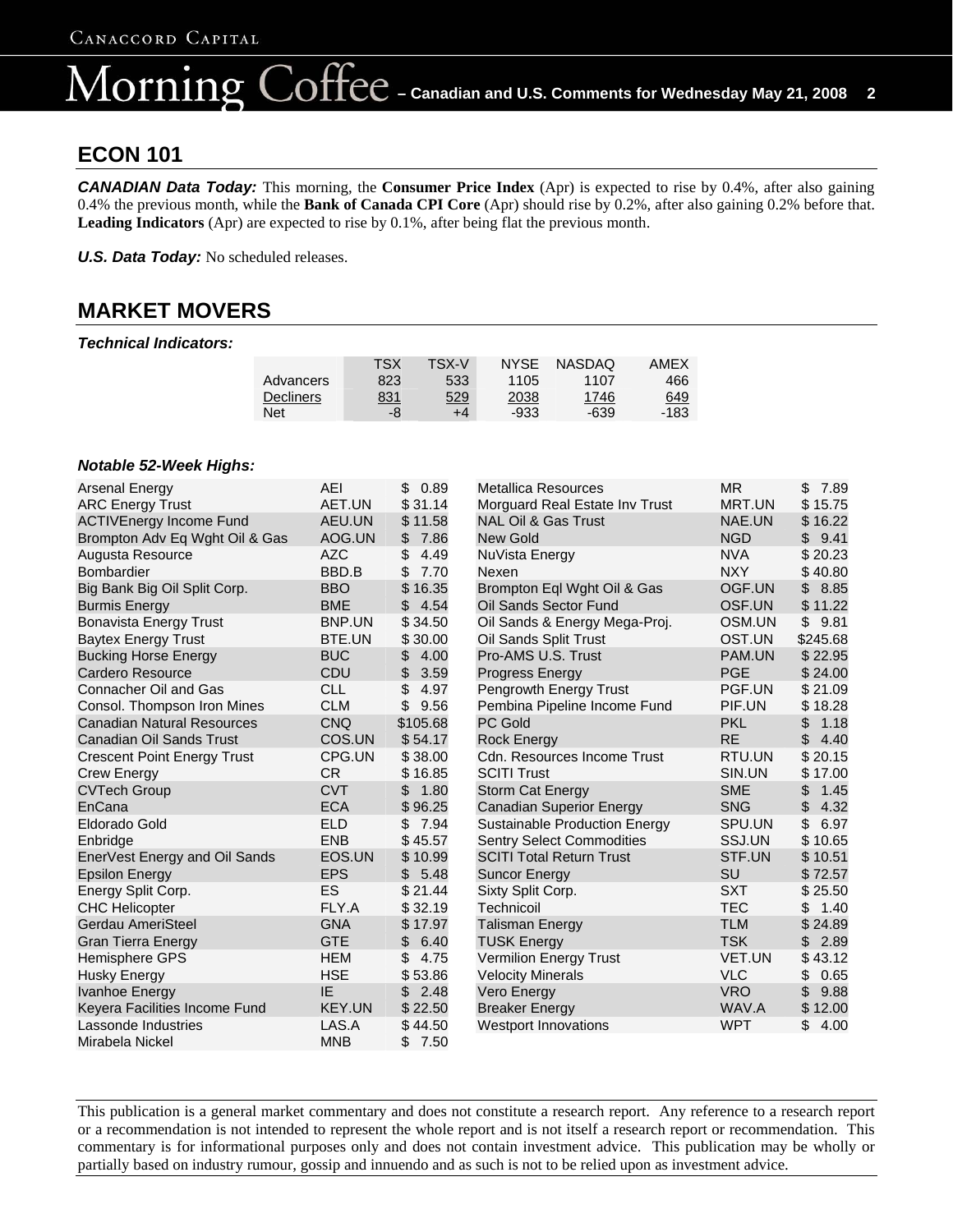## ECON 101

***CANADIAN Data Today:*** This morning, the **Consumer Price Index** (Apr) is expected to rise by 0.4%, after also gaining 0.4% the previous month, while the **Bank of Canada CPI Core** (Apr) should rise by 0.2%, after also gaining 0.2% before that. **Leading Indicators** (Apr) are expected to rise by 0.1%, after being flat the previous month.

***U.S. Data Today:*** No scheduled releases.

## MARKET MOVERS

***Technical Indicators:***

| | TSX | TSX-V | NYSE | NASDAQ | AMEX |
|---|---|---|---|---|---|
| Advancers | 823 | 533 | 1105 | 1107 | 466 |
| Decliners | 831 | 529 | 2038 | 1746 | 649 |
| Net | -8 | +4 | -933 | -639 | -183 |

***Notable 52-Week Highs:***

| Company | Symbol | Price |
|---|---|---|
| Arsenal Energy | AEI | $ 0.89 |
| ARC Energy Trust | AET.UN | $ 31.14 |
| ACTIVEnergy Income Fund | AEU.UN | $ 11.58 |
| Brompton Adv Eq Wght Oil & Gas | AOG.UN | $ 7.86 |
| Augusta Resource | AZC | $ 4.49 |
| Bombardier | BBD.B | $ 7.70 |
| Big Bank Big Oil Split Corp. | BBO | $ 16.35 |
| Burmis Energy | BME | $ 4.54 |
| Bonavista Energy Trust | BNP.UN | $ 34.50 |
| Baytex Energy Trust | BTE.UN | $ 30.00 |
| Bucking Horse Energy | BUC | $ 4.00 |
| Cardero Resource | CDU | $ 3.59 |
| Connacher Oil and Gas | CLL | $ 4.97 |
| Consol. Thompson Iron Mines | CLM | $ 9.56 |
| Canadian Natural Resources | CNQ | $105.68 |
| Canadian Oil Sands Trust | COS.UN | $ 54.17 |
| Crescent Point Energy Trust | CPG.UN | $ 38.00 |
| Crew Energy | CR | $ 16.85 |
| CVTech Group | CVT | $ 1.80 |
| EnCana | ECA | $ 96.25 |
| Eldorado Gold | ELD | $ 7.94 |
| Enbridge | ENB | $ 45.57 |
| EnerVest Energy and Oil Sands | EOS.UN | $ 10.99 |
| Epsilon Energy | EPS | $ 5.48 |
| Energy Split Corp. | ES | $ 21.44 |
| CHC Helicopter | FLY.A | $ 32.19 |
| Gerdau AmeriSteel | GNA | $ 17.97 |
| Gran Tierra Energy | GTE | $ 6.40 |
| Hemisphere GPS | HEM | $ 4.75 |
| Husky Energy | HSE | $ 53.86 |
| Ivanhoe Energy | IE | $ 2.48 |
| Keyera Facilities Income Fund | KEY.UN | $ 22.50 |
| Lassonde Industries | LAS.A | $ 44.50 |
| Mirabela Nickel | MNB | $ 7.50 |
| Metallica Resources | MR | $ 7.89 |
| Morguard Real Estate Inv Trust | MRT.UN | $ 15.75 |
| NAL Oil & Gas Trust | NAE.UN | $ 16.22 |
| New Gold | NGD | $ 9.41 |
| NuVista Energy | NVA | $ 20.23 |
| Nexen | NXY | $ 40.80 |
| Brompton Eql Wght Oil & Gas | OGF.UN | $ 8.85 |
| Oil Sands Sector Fund | OSF.UN | $ 11.22 |
| Oil Sands & Energy Mega-Proj. | OSM.UN | $ 9.81 |
| Oil Sands Split Trust | OST.UN | $245.68 |
| Pro-AMS U.S. Trust | PAM.UN | $ 22.95 |
| Progress Energy | PGE | $ 24.00 |
| Pengrowth Energy Trust | PGF.UN | $ 21.09 |
| Pembina Pipeline Income Fund | PIF.UN | $ 18.28 |
| PC Gold | PKL | $ 1.18 |
| Rock Energy | RE | $ 4.40 |
| Cdn. Resources Income Trust | RTU.UN | $ 20.15 |
| SCITI Trust | SIN.UN | $ 17.00 |
| Storm Cat Energy | SME | $ 1.45 |
| Canadian Superior Energy | SNG | $ 4.32 |
| Sustainable Production Energy | SPU.UN | $ 6.97 |
| Sentry Select Commodities | SSJ.UN | $ 10.65 |
| SCITI Total Return Trust | STF.UN | $ 10.51 |
| Suncor Energy | SU | $ 72.57 |
| Sixty Split Corp. | SXT | $ 25.50 |
| Technicoil | TEC | $ 1.40 |
| Talisman Energy | TLM | $ 24.89 |
| TUSK Energy | TSK | $ 2.89 |
| Vermilion Energy Trust | VET.UN | $ 43.12 |
| Velocity Minerals | VLC | $ 0.65 |
| Vero Energy | VRO | $ 9.88 |
| Breaker Energy | WAV.A | $ 12.00 |
| Westport Innovations | WPT | $ 4.00 |

This publication is a general market commentary and does not constitute a research report. Any reference to a research report or a recommendation is not intended to represent the whole report and is not itself a research report or recommendation. This commentary is for informational purposes only and does not contain investment advice. This publication may be wholly or partially based on industry rumour, gossip and innuendo and as such is not to be relied upon as investment advice.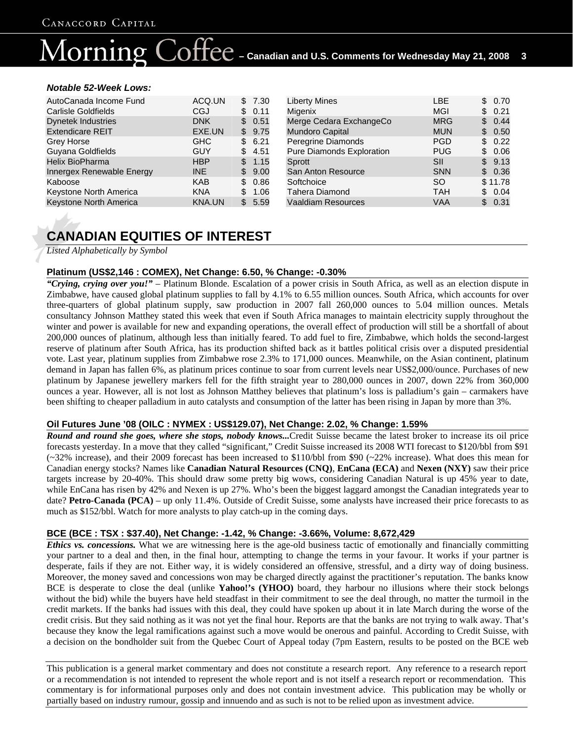### *Notable 52-Week Lows:*

| | | | | | |
|---|---|---|---|---|---|
| AutoCanada Income Fund | ACQ.UN | $ 7.30 | Liberty Mines | LBE | $ 0.70 |
| Carlisle Goldfields | CGJ | $ 0.11 | Migenix | MGI | $ 0.21 |
| Dynetek Industries | DNK | $ 0.51 | Merge Cedara ExchangeCo | MRG | $ 0.44 |
| Extendicare REIT | EXE.UN | $ 9.75 | Mundoro Capital | MUN | $ 0.50 |
| Grey Horse | GHC | $ 6.21 | Peregrine Diamonds | PGD | $ 0.22 |
| Guyana Goldfields | GUY | $ 4.51 | Pure Diamonds Exploration | PUG | $ 0.06 |
| Helix BioPharma | HBP | $ 1.15 | Sprott | SII | $ 9.13 |
| Innergex Renewable Energy | INE | $ 9.00 | San Anton Resource | SNN | $ 0.36 |
| Kaboose | KAB | $ 0.86 | Softchoice | SO | $ 11.78 |
| Keystone North America | KNA | $ 1.06 | Tahera Diamond | TAH | $ 0.04 |
| Keystone North America | KNA.UN | $ 5.59 | Vaaldiam Resources | VAA | $ 0.31 |

# CANADIAN EQUITIES OF INTEREST

*Listed Alphabetically by Symbol*

### Platinum (US$2,146 : COMEX), Net Change: 6.50, % Change: -0.30%

***"Crying, crying over you!"*** – Platinum Blonde. Escalation of a power crisis in South Africa, as well as an election dispute in Zimbabwe, have caused global platinum supplies to fall by 4.1% to 6.55 million ounces. South Africa, which accounts for over three-quarters of global platinum supply, saw production in 2007 fall 260,000 ounces to 5.04 million ounces. Metals consultancy Johnson Matthey stated this week that even if South Africa manages to maintain electricity supply throughout the winter and power is available for new and expanding operations, the overall effect of production will still be a shortfall of about 200,000 ounces of platinum, although less than initially feared. To add fuel to fire, Zimbabwe, which holds the second-largest reserve of platinum after South Africa, has its production shifted back as it battles political crisis over a disputed presidential vote. Last year, platinum supplies from Zimbabwe rose 2.3% to 171,000 ounces. Meanwhile, on the Asian continent, platinum demand in Japan has fallen 6%, as platinum prices continue to soar from current levels near US$2,000/ounce. Purchases of new platinum by Japanese jewellery markers fell for the fifth straight year to 280,000 ounces in 2007, down 22% from 360,000 ounces a year. However, all is not lost as Johnson Matthey believes that platinum's loss is palladium's gain – carmakers have been shifting to cheaper palladium in auto catalysts and consumption of the latter has been rising in Japan by more than 3%.

### Oil Futures June '08 (OILC : NYMEX : US$129.07), Net Change: 2.02, % Change: 1.59%

***Round and round she goes, where she stops, nobody knows...***Credit Suisse became the latest broker to increase its oil price forecasts yesterday. In a move that they called "significant," Credit Suisse increased its 2008 WTI forecast to $120/bbl from $91 (~32% increase), and their 2009 forecast has been increased to $110/bbl from $90 (~22% increase). What does this mean for Canadian energy stocks? Names like **Canadian Natural Resources (CNQ)**, **EnCana (ECA)** and **Nexen (NXY)** saw their price targets increase by 20-40%. This should draw some pretty big wows, considering Canadian Natural is up 45% year to date, while EnCana has risen by 42% and Nexen is up 27%. Who's been the biggest laggard amongst the Canadian integrateds year to date? **Petro-Canada (PCA)** – up only 11.4%. Outside of Credit Suisse, some analysts have increased their price forecasts to as much as $152/bbl. Watch for more analysts to play catch-up in the coming days.

### BCE (BCE : TSX : $37.40), Net Change: -1.42, % Change: -3.66%, Volume: 8,672,429

***Ethics vs. concessions.*** What we are witnessing here is the age-old business tactic of emotionally and financially committing your partner to a deal and then, in the final hour, attempting to change the terms in your favour. It works if your partner is desperate, fails if they are not. Either way, it is widely considered an offensive, stressful, and a dirty way of doing business. Moreover, the money saved and concessions won may be charged directly against the practitioner's reputation. The banks know BCE is desperate to close the deal (unlike **Yahoo!'s (YHOO)** board, they harbour no illusions where their stock belongs without the bid) while the buyers have held steadfast in their commitment to see the deal through, no matter the turmoil in the credit markets. If the banks had issues with this deal, they could have spoken up about it in late March during the worse of the credit crisis. But they said nothing as it was not yet the final hour. Reports are that the banks are not trying to walk away. That's because they know the legal ramifications against such a move would be onerous and painful. According to Credit Suisse, with a decision on the bondholder suit from the Quebec Court of Appeal today (7pm Eastern, results to be posted on the BCE web

---

This publication is a general market commentary and does not constitute a research report. Any reference to a research report or a recommendation is not intended to represent the whole report and is not itself a research report or recommendation. This commentary is for informational purposes only and does not contain investment advice. This publication may be wholly or partially based on industry rumour, gossip and innuendo and as such is not to be relied upon as investment advice.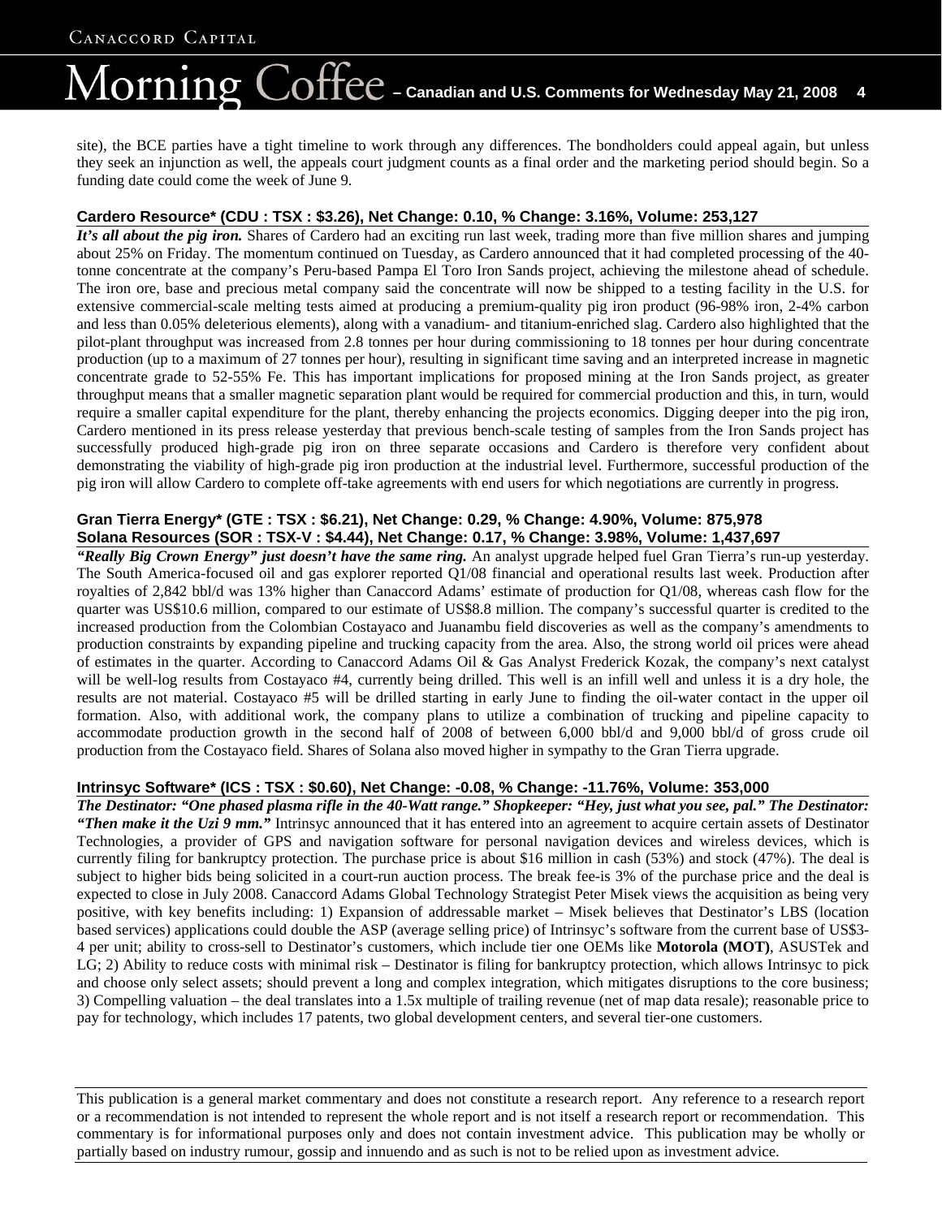site), the BCE parties have a tight timeline to work through any differences. The bondholders could appeal again, but unless they seek an injunction as well, the appeals court judgment counts as a final order and the marketing period should begin. So a funding date could come the week of June 9.

### Cardero Resource* (CDU : TSX : $3.26), Net Change: 0.10, % Change: 3.16%, Volume: 253,127

***It's all about the pig iron.*** Shares of Cardero had an exciting run last week, trading more than five million shares and jumping about 25% on Friday. The momentum continued on Tuesday, as Cardero announced that it had completed processing of the 40-tonne concentrate at the company's Peru-based Pampa El Toro Iron Sands project, achieving the milestone ahead of schedule. The iron ore, base and precious metal company said the concentrate will now be shipped to a testing facility in the U.S. for extensive commercial-scale melting tests aimed at producing a premium-quality pig iron product (96-98% iron, 2-4% carbon and less than 0.05% deleterious elements), along with a vanadium- and titanium-enriched slag. Cardero also highlighted that the pilot-plant throughput was increased from 2.8 tonnes per hour during commissioning to 18 tonnes per hour during concentrate production (up to a maximum of 27 tonnes per hour), resulting in significant time saving and an interpreted increase in magnetic concentrate grade to 52-55% Fe. This has important implications for proposed mining at the Iron Sands project, as greater throughput means that a smaller magnetic separation plant would be required for commercial production and this, in turn, would require a smaller capital expenditure for the plant, thereby enhancing the projects economics. Digging deeper into the pig iron, Cardero mentioned in its press release yesterday that previous bench-scale testing of samples from the Iron Sands project has successfully produced high-grade pig iron on three separate occasions and Cardero is therefore very confident about demonstrating the viability of high-grade pig iron production at the industrial level. Furthermore, successful production of the pig iron will allow Cardero to complete off-take agreements with end users for which negotiations are currently in progress.

### Gran Tierra Energy* (GTE : TSX : $6.21), Net Change: 0.29, % Change: 4.90%, Volume: 875,978
### Solana Resources (SOR : TSX-V : $4.44), Net Change: 0.17, % Change: 3.98%, Volume: 1,437,697

***"Really Big Crown Energy" just doesn't have the same ring.*** An analyst upgrade helped fuel Gran Tierra's run-up yesterday. The South America-focused oil and gas explorer reported Q1/08 financial and operational results last week. Production after royalties of 2,842 bbl/d was 13% higher than Canaccord Adams' estimate of production for Q1/08, whereas cash flow for the quarter was US$10.6 million, compared to our estimate of US$8.8 million. The company's successful quarter is credited to the increased production from the Colombian Costayaco and Juanambu field discoveries as well as the company's amendments to production constraints by expanding pipeline and trucking capacity from the area. Also, the strong world oil prices were ahead of estimates in the quarter. According to Canaccord Adams Oil & Gas Analyst Frederick Kozak, the company's next catalyst will be well-log results from Costayaco #4, currently being drilled. This well is an infill well and unless it is a dry hole, the results are not material. Costayaco #5 will be drilled starting in early June to finding the oil-water contact in the upper oil formation. Also, with additional work, the company plans to utilize a combination of trucking and pipeline capacity to accommodate production growth in the second half of 2008 of between 6,000 bbl/d and 9,000 bbl/d of gross crude oil production from the Costayaco field. Shares of Solana also moved higher in sympathy to the Gran Tierra upgrade.

### Intrinsyc Software* (ICS : TSX : $0.60), Net Change: -0.08, % Change: -11.76%, Volume: 353,000

***The Destinator: "One phased plasma rifle in the 40-Watt range." Shopkeeper: "Hey, just what you see, pal." The Destinator: "Then make it the Uzi 9 mm."*** Intrinsyc announced that it has entered into an agreement to acquire certain assets of Destinator Technologies, a provider of GPS and navigation software for personal navigation devices and wireless devices, which is currently filing for bankruptcy protection. The purchase price is about $16 million in cash (53%) and stock (47%). The deal is subject to higher bids being solicited in a court-run auction process. The break fee-is 3% of the purchase price and the deal is expected to close in July 2008. Canaccord Adams Global Technology Strategist Peter Misek views the acquisition as being very positive, with key benefits including: 1) Expansion of addressable market – Misek believes that Destinator's LBS (location based services) applications could double the ASP (average selling price) of Intrinsyc's software from the current base of US$3-4 per unit; ability to cross-sell to Destinator's customers, which include tier one OEMs like **Motorola (MOT)**, ASUSTek and LG; 2) Ability to reduce costs with minimal risk – Destinator is filing for bankruptcy protection, which allows Intrinsyc to pick and choose only select assets; should prevent a long and complex integration, which mitigates disruptions to the core business; 3) Compelling valuation – the deal translates into a 1.5x multiple of trailing revenue (net of map data resale); reasonable price to pay for technology, which includes 17 patents, two global development centers, and several tier-one customers.

This publication is a general market commentary and does not constitute a research report. Any reference to a research report or a recommendation is not intended to represent the whole report and is not itself a research report or recommendation. This commentary is for informational purposes only and does not contain investment advice. This publication may be wholly or partially based on industry rumour, gossip and innuendo and as such is not to be relied upon as investment advice.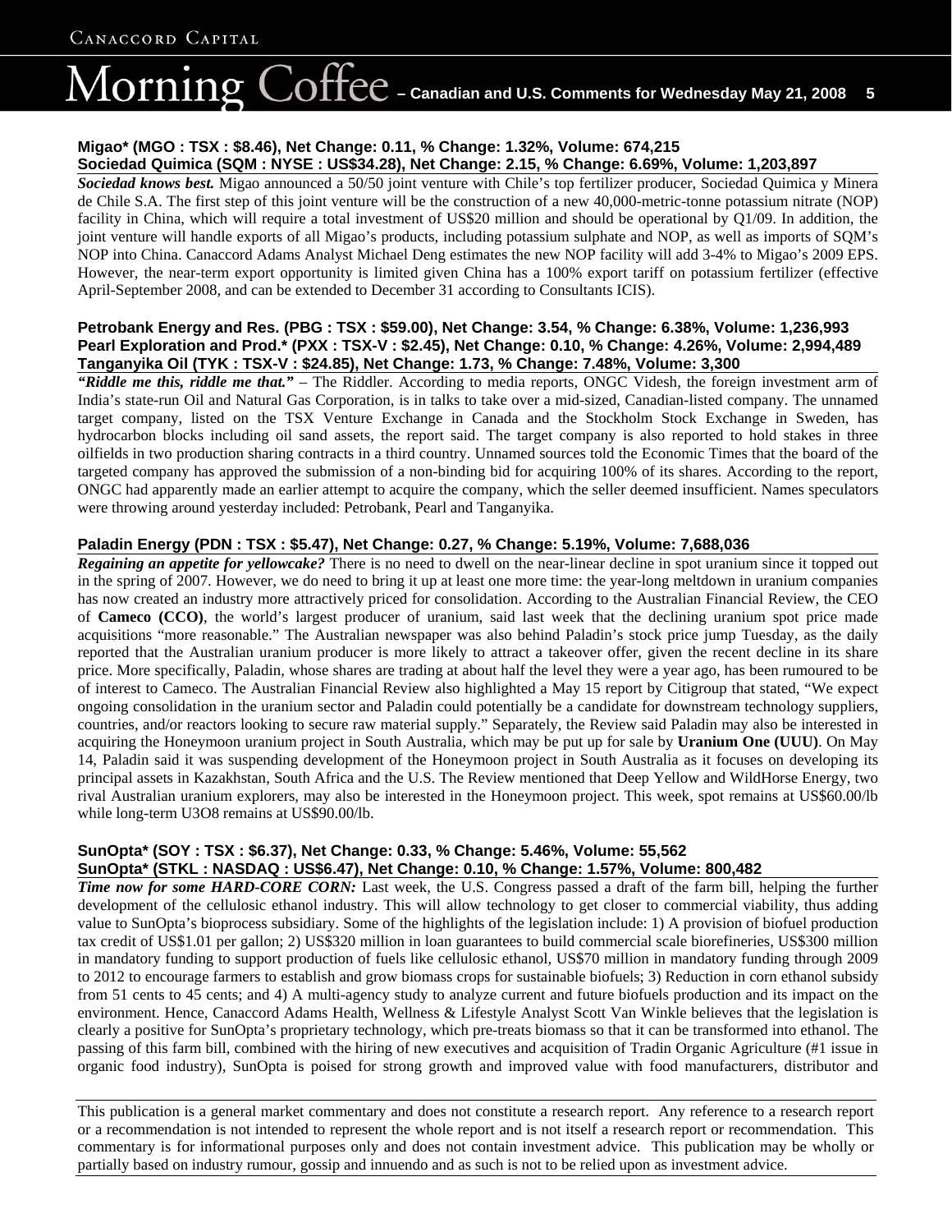**Migao\* (MGO : TSX : $8.46), Net Change: 0.11, % Change: 1.32%, Volume: 674,215**
**Sociedad Quimica (SQM : NYSE : US$34.28), Net Change: 2.15, % Change: 6.69%, Volume: 1,203,897**

***Sociedad knows best.*** Migao announced a 50/50 joint venture with Chile's top fertilizer producer, Sociedad Quimica y Minera de Chile S.A. The first step of this joint venture will be the construction of a new 40,000-metric-tonne potassium nitrate (NOP) facility in China, which will require a total investment of US$20 million and should be operational by Q1/09. In addition, the joint venture will handle exports of all Migao's products, including potassium sulphate and NOP, as well as imports of SQM's NOP into China. Canaccord Adams Analyst Michael Deng estimates the new NOP facility will add 3-4% to Migao's 2009 EPS. However, the near-term export opportunity is limited given China has a 100% export tariff on potassium fertilizer (effective April-September 2008, and can be extended to December 31 according to Consultants ICIS).

**Petrobank Energy and Res. (PBG : TSX : $59.00), Net Change: 3.54, % Change: 6.38%, Volume: 1,236,993**
**Pearl Exploration and Prod.\* (PXX : TSX-V : $2.45), Net Change: 0.10, % Change: 4.26%, Volume: 2,994,489**
**Tanganyika Oil (TYK : TSX-V : $24.85), Net Change: 1.73, % Change: 7.48%, Volume: 3,300**

***"Riddle me this, riddle me that."*** – The Riddler. According to media reports, ONGC Videsh, the foreign investment arm of India's state-run Oil and Natural Gas Corporation, is in talks to take over a mid-sized, Canadian-listed company. The unnamed target company, listed on the TSX Venture Exchange in Canada and the Stockholm Stock Exchange in Sweden, has hydrocarbon blocks including oil sand assets, the report said. The target company is also reported to hold stakes in three oilfields in two production sharing contracts in a third country. Unnamed sources told the Economic Times that the board of the targeted company has approved the submission of a non-binding bid for acquiring 100% of its shares. According to the report, ONGC had apparently made an earlier attempt to acquire the company, which the seller deemed insufficient. Names speculators were throwing around yesterday included: Petrobank, Pearl and Tanganyika.

**Paladin Energy (PDN : TSX : $5.47), Net Change: 0.27, % Change: 5.19%, Volume: 7,688,036**

***Regaining an appetite for yellowcake?*** There is no need to dwell on the near-linear decline in spot uranium since it topped out in the spring of 2007. However, we do need to bring it up at least one more time: the year-long meltdown in uranium companies has now created an industry more attractively priced for consolidation. According to the Australian Financial Review, the CEO of **Cameco (CCO)**, the world's largest producer of uranium, said last week that the declining uranium spot price made acquisitions "more reasonable." The Australian newspaper was also behind Paladin's stock price jump Tuesday, as the daily reported that the Australian uranium producer is more likely to attract a takeover offer, given the recent decline in its share price. More specifically, Paladin, whose shares are trading at about half the level they were a year ago, has been rumoured to be of interest to Cameco. The Australian Financial Review also highlighted a May 15 report by Citigroup that stated, "We expect ongoing consolidation in the uranium sector and Paladin could potentially be a candidate for downstream technology suppliers, countries, and/or reactors looking to secure raw material supply." Separately, the Review said Paladin may also be interested in acquiring the Honeymoon uranium project in South Australia, which may be put up for sale by **Uranium One (UUU)**. On May 14, Paladin said it was suspending development of the Honeymoon project in South Australia as it focuses on developing its principal assets in Kazakhstan, South Africa and the U.S. The Review mentioned that Deep Yellow and WildHorse Energy, two rival Australian uranium explorers, may also be interested in the Honeymoon project. This week, spot remains at US$60.00/lb while long-term U3O8 remains at US$90.00/lb.

**SunOpta\* (SOY : TSX : $6.37), Net Change: 0.33, % Change: 5.46%, Volume: 55,562**
**SunOpta\* (STKL : NASDAQ : US$6.47), Net Change: 0.10, % Change: 1.57%, Volume: 800,482**

***Time now for some HARD-CORE CORN:*** Last week, the U.S. Congress passed a draft of the farm bill, helping the further development of the cellulosic ethanol industry. This will allow technology to get closer to commercial viability, thus adding value to SunOpta's bioprocess subsidiary. Some of the highlights of the legislation include: 1) A provision of biofuel production tax credit of US$1.01 per gallon; 2) US$320 million in loan guarantees to build commercial scale biorefineries, US$300 million in mandatory funding to support production of fuels like cellulosic ethanol, US$70 million in mandatory funding through 2009 to 2012 to encourage farmers to establish and grow biomass crops for sustainable biofuels; 3) Reduction in corn ethanol subsidy from 51 cents to 45 cents; and 4) A multi-agency study to analyze current and future biofuels production and its impact on the environment. Hence, Canaccord Adams Health, Wellness & Lifestyle Analyst Scott Van Winkle believes that the legislation is clearly a positive for SunOpta's proprietary technology, which pre-treats biomass so that it can be transformed into ethanol. The passing of this farm bill, combined with the hiring of new executives and acquisition of Tradin Organic Agriculture (#1 issue in organic food industry), SunOpta is poised for strong growth and improved value with food manufacturers, distributor and

This publication is a general market commentary and does not constitute a research report. Any reference to a research report or a recommendation is not intended to represent the whole report and is not itself a research report or recommendation. This commentary is for informational purposes only and does not contain investment advice. This publication may be wholly or partially based on industry rumour, gossip and innuendo and as such is not to be relied upon as investment advice.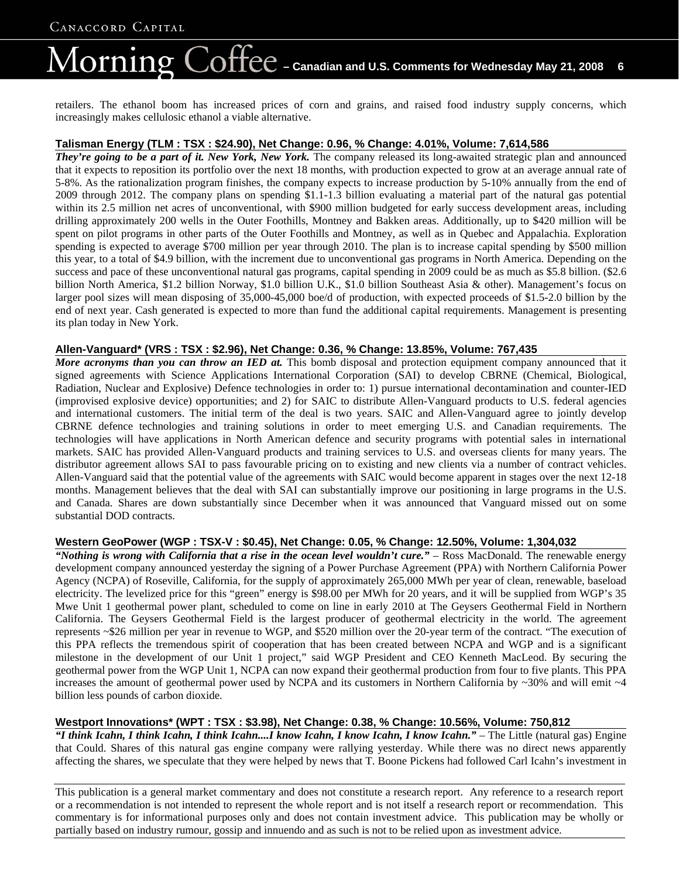retailers. The ethanol boom has increased prices of corn and grains, and raised food industry supply concerns, which increasingly makes cellulosic ethanol a viable alternative.

## Talisman Energy (TLM : TSX : $24.90), Net Change: 0.96, % Change: 4.01%, Volume: 7,614,586

***They're going to be a part of it. New York, New York.*** The company released its long-awaited strategic plan and announced that it expects to reposition its portfolio over the next 18 months, with production expected to grow at an average annual rate of 5-8%. As the rationalization program finishes, the company expects to increase production by 5-10% annually from the end of 2009 through 2012. The company plans on spending $1.1-1.3 billion evaluating a material part of the natural gas potential within its 2.5 million net acres of unconventional, with $900 million budgeted for early success development areas, including drilling approximately 200 wells in the Outer Foothills, Montney and Bakken areas. Additionally, up to $420 million will be spent on pilot programs in other parts of the Outer Foothills and Montney, as well as in Quebec and Appalachia. Exploration spending is expected to average $700 million per year through 2010. The plan is to increase capital spending by $500 million this year, to a total of $4.9 billion, with the increment due to unconventional gas programs in North America. Depending on the success and pace of these unconventional natural gas programs, capital spending in 2009 could be as much as $5.8 billion. ($2.6 billion North America, $1.2 billion Norway, $1.0 billion U.K., $1.0 billion Southeast Asia & other). Management's focus on larger pool sizes will mean disposing of 35,000-45,000 boe/d of production, with expected proceeds of $1.5-2.0 billion by the end of next year. Cash generated is expected to more than fund the additional capital requirements. Management is presenting its plan today in New York.

## Allen-Vanguard* (VRS : TSX : $2.96), Net Change: 0.36, % Change: 13.85%, Volume: 767,435

***More acronyms than you can throw an IED at.*** This bomb disposal and protection equipment company announced that it signed agreements with Science Applications International Corporation (SAI) to develop CBRNE (Chemical, Biological, Radiation, Nuclear and Explosive) Defence technologies in order to: 1) pursue international decontamination and counter-IED (improvised explosive device) opportunities; and 2) for SAIC to distribute Allen-Vanguard products to U.S. federal agencies and international customers. The initial term of the deal is two years. SAIC and Allen-Vanguard agree to jointly develop CBRNE defence technologies and training solutions in order to meet emerging U.S. and Canadian requirements. The technologies will have applications in North American defence and security programs with potential sales in international markets. SAIC has provided Allen-Vanguard products and training services to U.S. and overseas clients for many years. The distributor agreement allows SAI to pass favourable pricing on to existing and new clients via a number of contract vehicles. Allen-Vanguard said that the potential value of the agreements with SAIC would become apparent in stages over the next 12-18 months. Management believes that the deal with SAI can substantially improve our positioning in large programs in the U.S. and Canada. Shares are down substantially since December when it was announced that Vanguard missed out on some substantial DOD contracts.

## Western GeoPower (WGP : TSX-V : $0.45), Net Change: 0.05, % Change: 12.50%, Volume: 1,304,032

***"Nothing is wrong with California that a rise in the ocean level wouldn't cure."*** – Ross MacDonald. The renewable energy development company announced yesterday the signing of a Power Purchase Agreement (PPA) with Northern California Power Agency (NCPA) of Roseville, California, for the supply of approximately 265,000 MWh per year of clean, renewable, baseload electricity. The levelized price for this "green" energy is $98.00 per MWh for 20 years, and it will be supplied from WGP's 35 Mwe Unit 1 geothermal power plant, scheduled to come on line in early 2010 at The Geysers Geothermal Field in Northern California. The Geysers Geothermal Field is the largest producer of geothermal electricity in the world. The agreement represents ~$26 million per year in revenue to WGP, and $520 million over the 20-year term of the contract. "The execution of this PPA reflects the tremendous spirit of cooperation that has been created between NCPA and WGP and is a significant milestone in the development of our Unit 1 project," said WGP President and CEO Kenneth MacLeod. By securing the geothermal power from the WGP Unit 1, NCPA can now expand their geothermal production from four to five plants. This PPA increases the amount of geothermal power used by NCPA and its customers in Northern California by ~30% and will emit ~4 billion less pounds of carbon dioxide.

## Westport Innovations* (WPT : TSX : $3.98), Net Change: 0.38, % Change: 10.56%, Volume: 750,812

***"I think Icahn, I think Icahn, I think Icahn....I know Icahn, I know Icahn, I know Icahn."*** – The Little (natural gas) Engine that Could. Shares of this natural gas engine company were rallying yesterday. While there was no direct news apparently affecting the shares, we speculate that they were helped by news that T. Boone Pickens had followed Carl Icahn's investment in

This publication is a general market commentary and does not constitute a research report. Any reference to a research report or a recommendation is not intended to represent the whole report and is not itself a research report or recommendation. This commentary is for informational purposes only and does not contain investment advice. This publication may be wholly or partially based on industry rumour, gossip and innuendo and as such is not to be relied upon as investment advice.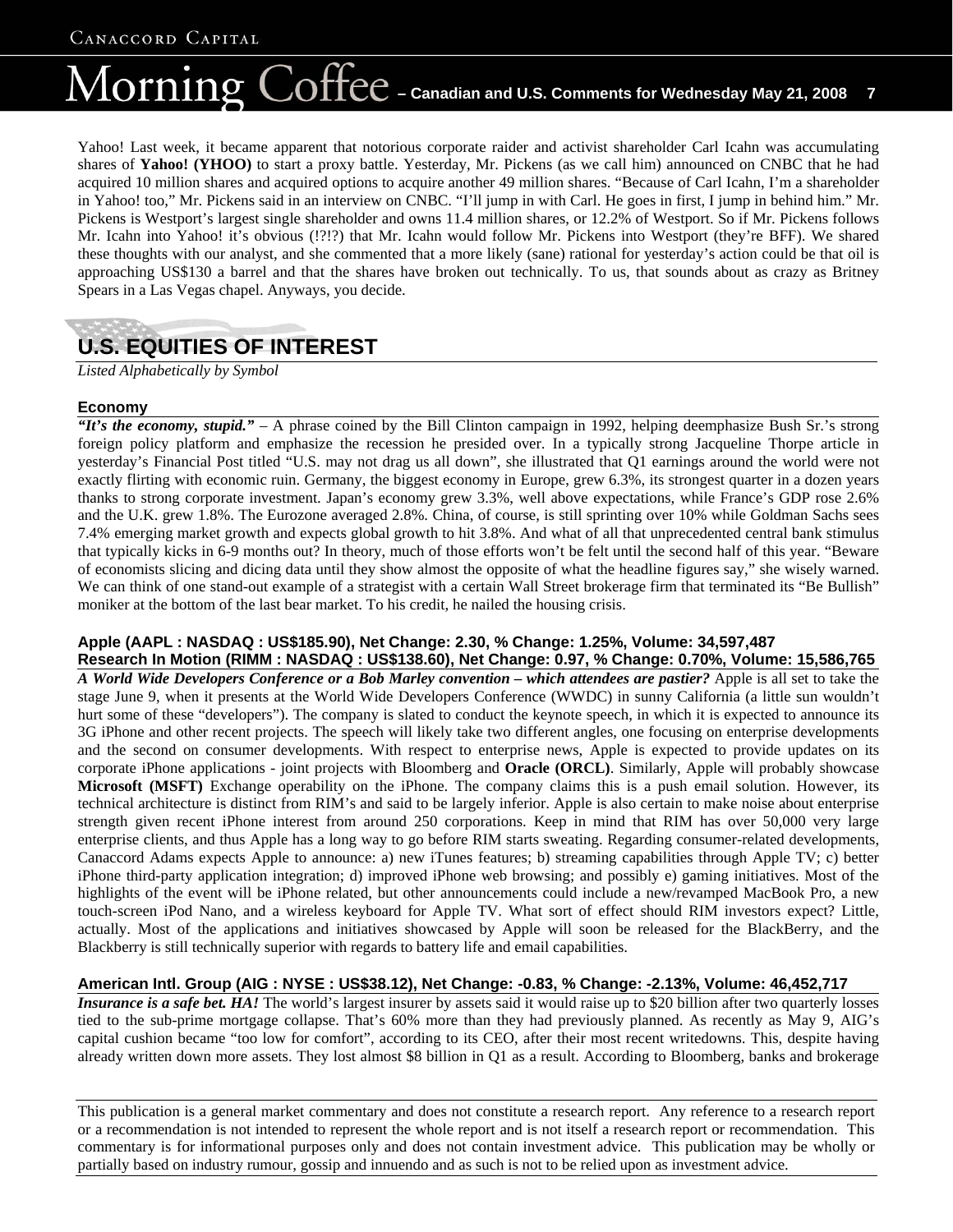Yahoo! Last week, it became apparent that notorious corporate raider and activist shareholder Carl Icahn was accumulating shares of **Yahoo! (YHOO)** to start a proxy battle. Yesterday, Mr. Pickens (as we call him) announced on CNBC that he had acquired 10 million shares and acquired options to acquire another 49 million shares. "Because of Carl Icahn, I'm a shareholder in Yahoo! too," Mr. Pickens said in an interview on CNBC. "I'll jump in with Carl. He goes in first, I jump in behind him." Mr. Pickens is Westport's largest single shareholder and owns 11.4 million shares, or 12.2% of Westport. So if Mr. Pickens follows Mr. Icahn into Yahoo! it's obvious (!?!?) that Mr. Icahn would follow Mr. Pickens into Westport (they're BFF). We shared these thoughts with our analyst, and she commented that a more likely (sane) rational for yesterday's action could be that oil is approaching US$130 a barrel and that the shares have broken out technically. To us, that sounds about as crazy as Britney Spears in a Las Vegas chapel. Anyways, you decide.

## U.S. EQUITIES OF INTEREST

*Listed Alphabetically by Symbol*

### Economy

***"It's the economy, stupid."*** – A phrase coined by the Bill Clinton campaign in 1992, helping deemphasize Bush Sr.'s strong foreign policy platform and emphasize the recession he presided over. In a typically strong Jacqueline Thorpe article in yesterday's Financial Post titled "U.S. may not drag us all down", she illustrated that Q1 earnings around the world were not exactly flirting with economic ruin. Germany, the biggest economy in Europe, grew 6.3%, its strongest quarter in a dozen years thanks to strong corporate investment. Japan's economy grew 3.3%, well above expectations, while France's GDP rose 2.6% and the U.K. grew 1.8%. The Eurozone averaged 2.8%. China, of course, is still sprinting over 10% while Goldman Sachs sees 7.4% emerging market growth and expects global growth to hit 3.8%. And what of all that unprecedented central bank stimulus that typically kicks in 6-9 months out? In theory, much of those efforts won't be felt until the second half of this year. "Beware of economists slicing and dicing data until they show almost the opposite of what the headline figures say," she wisely warned. We can think of one stand-out example of a strategist with a certain Wall Street brokerage firm that terminated its "Be Bullish" moniker at the bottom of the last bear market. To his credit, he nailed the housing crisis.

### Apple (AAPL : NASDAQ : US$185.90), Net Change: 2.30, % Change: 1.25%, Volume: 34,597,487
### Research In Motion (RIMM : NASDAQ : US$138.60), Net Change: 0.97, % Change: 0.70%, Volume: 15,586,765

***A World Wide Developers Conference or a Bob Marley convention – which attendees are pastier?*** Apple is all set to take the stage June 9, when it presents at the World Wide Developers Conference (WWDC) in sunny California (a little sun wouldn't hurt some of these "developers"). The company is slated to conduct the keynote speech, in which it is expected to announce its 3G iPhone and other recent projects. The speech will likely take two different angles, one focusing on enterprise developments and the second on consumer developments. With respect to enterprise news, Apple is expected to provide updates on its corporate iPhone applications - joint projects with Bloomberg and **Oracle (ORCL)**. Similarly, Apple will probably showcase **Microsoft (MSFT)** Exchange operability on the iPhone. The company claims this is a push email solution. However, its technical architecture is distinct from RIM's and said to be largely inferior. Apple is also certain to make noise about enterprise strength given recent iPhone interest from around 250 corporations. Keep in mind that RIM has over 50,000 very large enterprise clients, and thus Apple has a long way to go before RIM starts sweating. Regarding consumer-related developments, Canaccord Adams expects Apple to announce: a) new iTunes features; b) streaming capabilities through Apple TV; c) better iPhone third-party application integration; d) improved iPhone web browsing; and possibly e) gaming initiatives. Most of the highlights of the event will be iPhone related, but other announcements could include a new/revamped MacBook Pro, a new touch-screen iPod Nano, and a wireless keyboard for Apple TV. What sort of effect should RIM investors expect? Little, actually. Most of the applications and initiatives showcased by Apple will soon be released for the BlackBerry, and the Blackberry is still technically superior with regards to battery life and email capabilities.

### American Intl. Group (AIG : NYSE : US$38.12), Net Change: -0.83, % Change: -2.13%, Volume: 46,452,717

***Insurance is a safe bet. HA!*** The world's largest insurer by assets said it would raise up to $20 billion after two quarterly losses tied to the sub-prime mortgage collapse. That's 60% more than they had previously planned. As recently as May 9, AIG's capital cushion became "too low for comfort", according to its CEO, after their most recent writedowns. This, despite having already written down more assets. They lost almost $8 billion in Q1 as a result. According to Bloomberg, banks and brokerage

This publication is a general market commentary and does not constitute a research report. Any reference to a research report or a recommendation is not intended to represent the whole report and is not itself a research report or recommendation. This commentary is for informational purposes only and does not contain investment advice. This publication may be wholly or partially based on industry rumour, gossip and innuendo and as such is not to be relied upon as investment advice.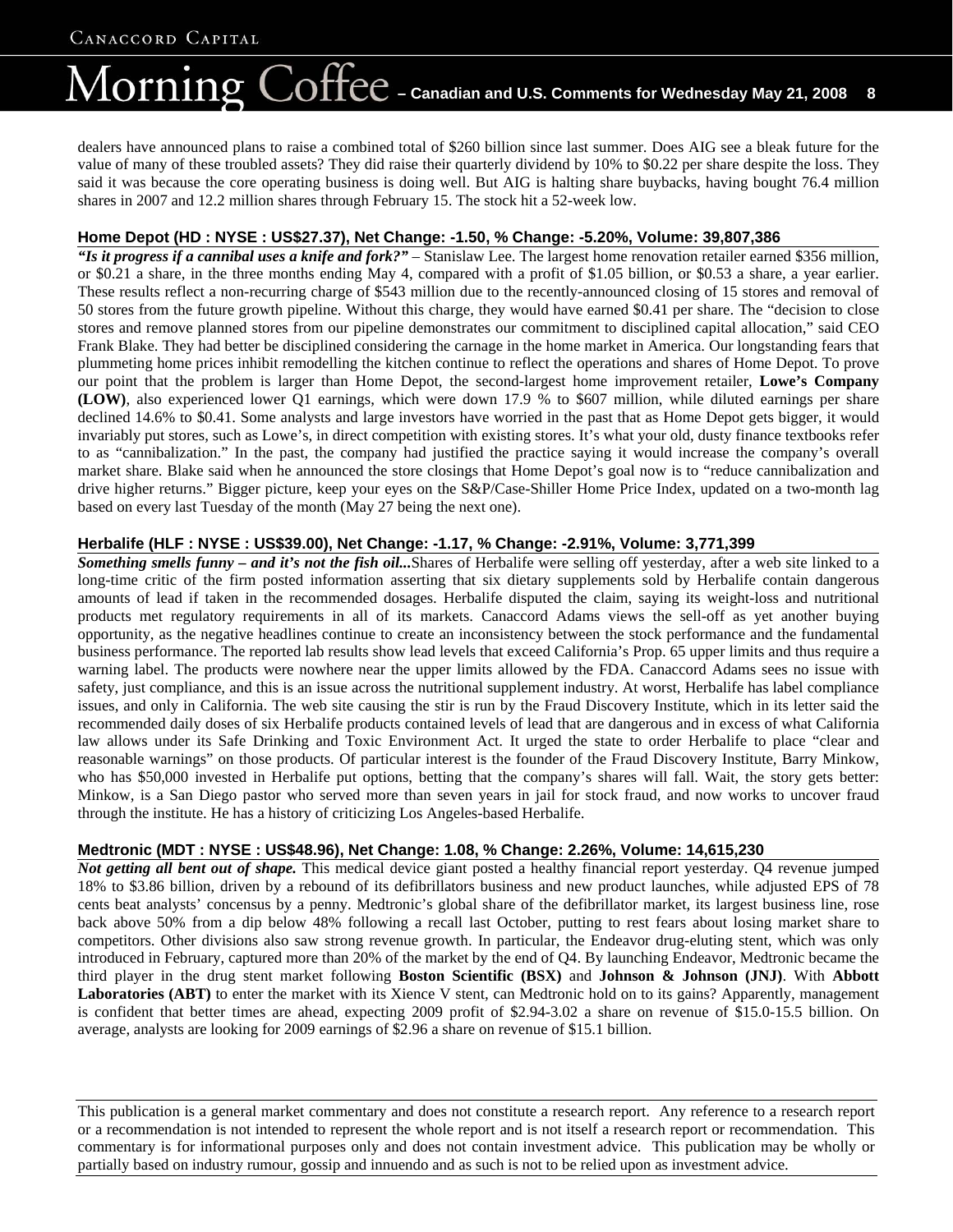dealers have announced plans to raise a combined total of $260 billion since last summer. Does AIG see a bleak future for the value of many of these troubled assets? They did raise their quarterly dividend by 10% to $0.22 per share despite the loss. They said it was because the core operating business is doing well. But AIG is halting share buybacks, having bought 76.4 million shares in 2007 and 12.2 million shares through February 15. The stock hit a 52-week low.

### Home Depot (HD : NYSE : US$27.37), Net Change: -1.50, % Change: -5.20%, Volume: 39,807,386

***"Is it progress if a cannibal uses a knife and fork?"*** – Stanislaw Lee. The largest home renovation retailer earned $356 million, or $0.21 a share, in the three months ending May 4, compared with a profit of $1.05 billion, or $0.53 a share, a year earlier. These results reflect a non-recurring charge of $543 million due to the recently-announced closing of 15 stores and removal of 50 stores from the future growth pipeline. Without this charge, they would have earned $0.41 per share. The "decision to close stores and remove planned stores from our pipeline demonstrates our commitment to disciplined capital allocation," said CEO Frank Blake. They had better be disciplined considering the carnage in the home market in America. Our longstanding fears that plummeting home prices inhibit remodelling the kitchen continue to reflect the operations and shares of Home Depot. To prove our point that the problem is larger than Home Depot, the second-largest home improvement retailer, **Lowe's Company (LOW)**, also experienced lower Q1 earnings, which were down 17.9 % to $607 million, while diluted earnings per share declined 14.6% to $0.41. Some analysts and large investors have worried in the past that as Home Depot gets bigger, it would invariably put stores, such as Lowe's, in direct competition with existing stores. It's what your old, dusty finance textbooks refer to as "cannibalization." In the past, the company had justified the practice saying it would increase the company's overall market share. Blake said when he announced the store closings that Home Depot's goal now is to "reduce cannibalization and drive higher returns." Bigger picture, keep your eyes on the S&P/Case-Shiller Home Price Index, updated on a two-month lag based on every last Tuesday of the month (May 27 being the next one).

### Herbalife (HLF : NYSE : US$39.00), Net Change: -1.17, % Change: -2.91%, Volume: 3,771,399

***Something smells funny – and it's not the fish oil...*** Shares of Herbalife were selling off yesterday, after a web site linked to a long-time critic of the firm posted information asserting that six dietary supplements sold by Herbalife contain dangerous amounts of lead if taken in the recommended dosages. Herbalife disputed the claim, saying its weight-loss and nutritional products met regulatory requirements in all of its markets. Canaccord Adams views the sell-off as yet another buying opportunity, as the negative headlines continue to create an inconsistency between the stock performance and the fundamental business performance. The reported lab results show lead levels that exceed California's Prop. 65 upper limits and thus require a warning label. The products were nowhere near the upper limits allowed by the FDA. Canaccord Adams sees no issue with safety, just compliance, and this is an issue across the nutritional supplement industry. At worst, Herbalife has label compliance issues, and only in California. The web site causing the stir is run by the Fraud Discovery Institute, which in its letter said the recommended daily doses of six Herbalife products contained levels of lead that are dangerous and in excess of what California law allows under its Safe Drinking and Toxic Environment Act. It urged the state to order Herbalife to place "clear and reasonable warnings" on those products. Of particular interest is the founder of the Fraud Discovery Institute, Barry Minkow, who has $50,000 invested in Herbalife put options, betting that the company's shares will fall. Wait, the story gets better: Minkow, is a San Diego pastor who served more than seven years in jail for stock fraud, and now works to uncover fraud through the institute. He has a history of criticizing Los Angeles-based Herbalife.

### Medtronic (MDT : NYSE : US$48.96), Net Change: 1.08, % Change: 2.26%, Volume: 14,615,230

***Not getting all bent out of shape.*** This medical device giant posted a healthy financial report yesterday. Q4 revenue jumped 18% to $3.86 billion, driven by a rebound of its defibrillators business and new product launches, while adjusted EPS of 78 cents beat analysts' concensus by a penny. Medtronic's global share of the defibrillator market, its largest business line, rose back above 50% from a dip below 48% following a recall last October, putting to rest fears about losing market share to competitors. Other divisions also saw strong revenue growth. In particular, the Endeavor drug-eluting stent, which was only introduced in February, captured more than 20% of the market by the end of Q4. By launching Endeavor, Medtronic became the third player in the drug stent market following **Boston Scientific (BSX)** and **Johnson & Johnson (JNJ)**. With **Abbott Laboratories (ABT)** to enter the market with its Xience V stent, can Medtronic hold on to its gains? Apparently, management is confident that better times are ahead, expecting 2009 profit of $2.94-3.02 a share on revenue of $15.0-15.5 billion. On average, analysts are looking for 2009 earnings of $2.96 a share on revenue of $15.1 billion.

---

This publication is a general market commentary and does not constitute a research report. Any reference to a research report or a recommendation is not intended to represent the whole report and is not itself a research report or recommendation. This commentary is for informational purposes only and does not contain investment advice. This publication may be wholly or partially based on industry rumour, gossip and innuendo and as such is not to be relied upon as investment advice.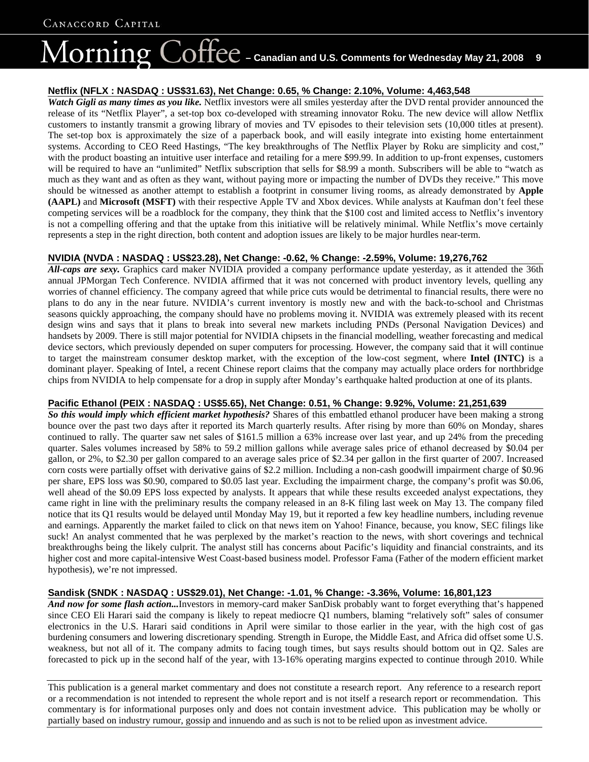**Netflix (NFLX : NASDAQ : US$31.63), Net Change: 0.65, % Change: 2.10%, Volume: 4,463,548**

***Watch Gigli as many times as you like.*** Netflix investors were all smiles yesterday after the DVD rental provider announced the release of its "Netflix Player", a set-top box co-developed with streaming innovator Roku. The new device will allow Netflix customers to instantly transmit a growing library of movies and TV episodes to their television sets (10,000 titles at present). The set-top box is approximately the size of a paperback book, and will easily integrate into existing home entertainment systems. According to CEO Reed Hastings, "The key breakthroughs of The Netflix Player by Roku are simplicity and cost," with the product boasting an intuitive user interface and retailing for a mere $99.99. In addition to up-front expenses, customers will be required to have an "unlimited" Netflix subscription that sells for $8.99 a month. Subscribers will be able to "watch as much as they want and as often as they want, without paying more or impacting the number of DVDs they receive." This move should be witnessed as another attempt to establish a footprint in consumer living rooms, as already demonstrated by **Apple (AAPL)** and **Microsoft (MSFT)** with their respective Apple TV and Xbox devices. While analysts at Kaufman don't feel these competing services will be a roadblock for the company, they think that the $100 cost and limited access to Netflix's inventory is not a compelling offering and that the uptake from this initiative will be relatively minimal. While Netflix's move certainly represents a step in the right direction, both content and adoption issues are likely to be major hurdles near-term.

**NVIDIA (NVDA : NASDAQ : US$23.28), Net Change: -0.62, % Change: -2.59%, Volume: 19,276,762**

***All-caps are sexy.*** Graphics card maker NVIDIA provided a company performance update yesterday, as it attended the 36th annual JPMorgan Tech Conference. NVIDIA affirmed that it was not concerned with product inventory levels, quelling any worries of channel efficiency. The company agreed that while price cuts would be detrimental to financial results, there were no plans to do any in the near future. NVIDIA's current inventory is mostly new and with the back-to-school and Christmas seasons quickly approaching, the company should have no problems moving it. NVIDIA was extremely pleased with its recent design wins and says that it plans to break into several new markets including PNDs (Personal Navigation Devices) and handsets by 2009. There is still major potential for NVIDIA chipsets in the financial modelling, weather forecasting and medical device sectors, which previously depended on super computers for processing. However, the company said that it will continue to target the mainstream consumer desktop market, with the exception of the low-cost segment, where **Intel (INTC)** is a dominant player. Speaking of Intel, a recent Chinese report claims that the company may actually place orders for northbridge chips from NVIDIA to help compensate for a drop in supply after Monday's earthquake halted production at one of its plants.

**Pacific Ethanol (PEIX : NASDAQ : US$5.65), Net Change: 0.51, % Change: 9.92%, Volume: 21,251,639**

***So this would imply which efficient market hypothesis?*** Shares of this embattled ethanol producer have been making a strong bounce over the past two days after it reported its March quarterly results. After rising by more than 60% on Monday, shares continued to rally. The quarter saw net sales of $161.5 million a 63% increase over last year, and up 24% from the preceding quarter. Sales volumes increased by 58% to 59.2 million gallons while average sales price of ethanol decreased by $0.04 per gallon, or 2%, to $2.30 per gallon compared to an average sales price of $2.34 per gallon in the first quarter of 2007. Increased corn costs were partially offset with derivative gains of $2.2 million. Including a non-cash goodwill impairment charge of $0.96 per share, EPS loss was $0.90, compared to $0.05 last year. Excluding the impairment charge, the company's profit was $0.06, well ahead of the $0.09 EPS loss expected by analysts. It appears that while these results exceeded analyst expectations, they came right in line with the preliminary results the company released in an 8-K filing last week on May 13. The company filed notice that its Q1 results would be delayed until Monday May 19, but it reported a few key headline numbers, including revenue and earnings. Apparently the market failed to click on that news item on Yahoo! Finance, because, you know, SEC filings like suck! An analyst commented that he was perplexed by the market's reaction to the news, with short coverings and technical breakthroughs being the likely culprit. The analyst still has concerns about Pacific's liquidity and financial constraints, and its higher cost and more capital-intensive West Coast-based business model. Professor Fama (Father of the modern efficient market hypothesis), we're not impressed.

**Sandisk (SNDK : NASDAQ : US$29.01), Net Change: -1.01, % Change: -3.36%, Volume: 16,801,123**

***And now for some flash action...*** Investors in memory-card maker SanDisk probably want to forget everything that's happened since CEO Eli Harari said the company is likely to repeat mediocre Q1 numbers, blaming "relatively soft" sales of consumer electronics in the U.S. Harari said conditions in April were similar to those earlier in the year, with the high cost of gas burdening consumers and lowering discretionary spending. Strength in Europe, the Middle East, and Africa did offset some U.S. weakness, but not all of it. The company admits to facing tough times, but says results should bottom out in Q2. Sales are forecasted to pick up in the second half of the year, with 13-16% operating margins expected to continue through 2010. While

This publication is a general market commentary and does not constitute a research report. Any reference to a research report or a recommendation is not intended to represent the whole report and is not itself a research report or recommendation. This commentary is for informational purposes only and does not contain investment advice. This publication may be wholly or partially based on industry rumour, gossip and innuendo and as such is not to be relied upon as investment advice.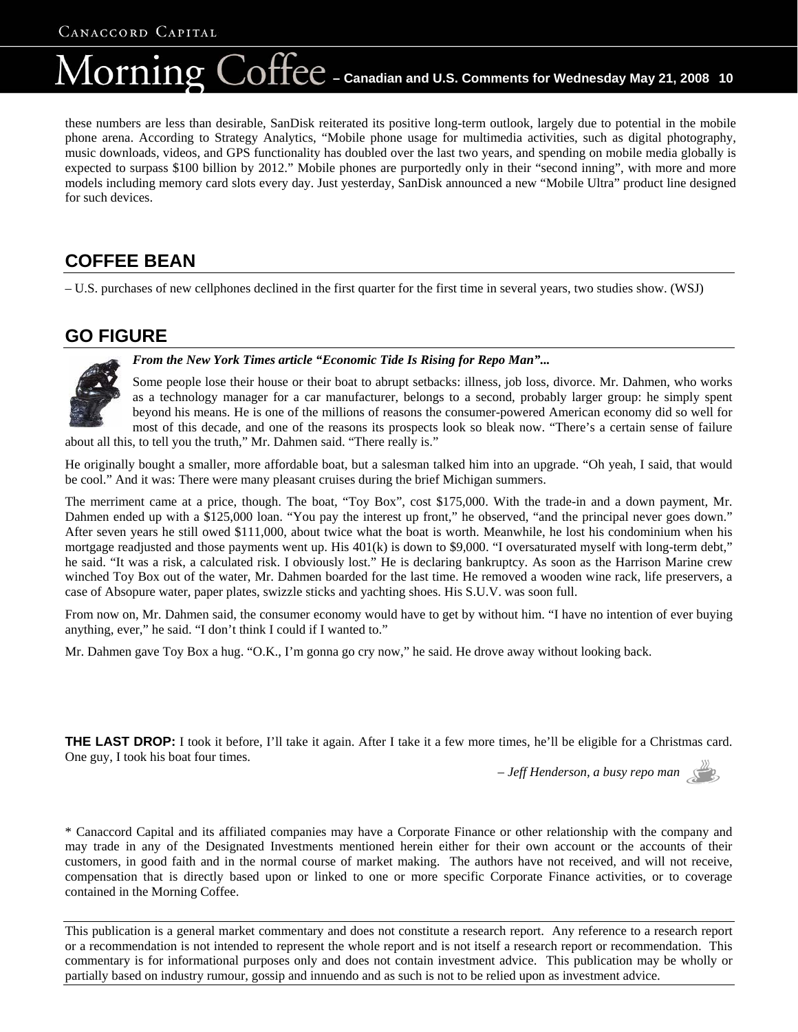these numbers are less than desirable, SanDisk reiterated its positive long-term outlook, largely due to potential in the mobile phone arena. According to Strategy Analytics, "Mobile phone usage for multimedia activities, such as digital photography, music downloads, videos, and GPS functionality has doubled over the last two years, and spending on mobile media globally is expected to surpass $100 billion by 2012." Mobile phones are purportedly only in their "second inning", with more and more models including memory card slots every day. Just yesterday, SanDisk announced a new "Mobile Ultra" product line designed for such devices.

## COFFEE BEAN

– U.S. purchases of new cellphones declined in the first quarter for the first time in several years, two studies show. (WSJ)

## GO FIGURE

***From the New York Times article "Economic Tide Is Rising for Repo Man"...***

Some people lose their house or their boat to abrupt setbacks: illness, job loss, divorce. Mr. Dahmen, who works as a technology manager for a car manufacturer, belongs to a second, probably larger group: he simply spent beyond his means. He is one of the millions of reasons the consumer-powered American economy did so well for most of this decade, and one of the reasons its prospects look so bleak now. "There's a certain sense of failure about all this, to tell you the truth," Mr. Dahmen said. "There really is."

He originally bought a smaller, more affordable boat, but a salesman talked him into an upgrade. "Oh yeah, I said, that would be cool." And it was: There were many pleasant cruises during the brief Michigan summers.

The merriment came at a price, though. The boat, "Toy Box", cost $175,000. With the trade-in and a down payment, Mr. Dahmen ended up with a $125,000 loan. "You pay the interest up front," he observed, "and the principal never goes down." After seven years he still owed $111,000, about twice what the boat is worth. Meanwhile, he lost his condominium when his mortgage readjusted and those payments went up. His 401(k) is down to $9,000. "I oversaturated myself with long-term debt," he said. "It was a risk, a calculated risk. I obviously lost." He is declaring bankruptcy. As soon as the Harrison Marine crew winched Toy Box out of the water, Mr. Dahmen boarded for the last time. He removed a wooden wine rack, life preservers, a case of Absopure water, paper plates, swizzle sticks and yachting shoes. His S.U.V. was soon full.

From now on, Mr. Dahmen said, the consumer economy would have to get by without him. "I have no intention of ever buying anything, ever," he said. "I don't think I could if I wanted to."

Mr. Dahmen gave Toy Box a hug. "O.K., I'm gonna go cry now," he said. He drove away without looking back.

**THE LAST DROP:** I took it before, I'll take it again. After I take it a few more times, he'll be eligible for a Christmas card. One guy, I took his boat four times.

*– Jeff Henderson, a busy repo man*

* Canaccord Capital and its affiliated companies may have a Corporate Finance or other relationship with the company and may trade in any of the Designated Investments mentioned herein either for their own account or the accounts of their customers, in good faith and in the normal course of market making. The authors have not received, and will not receive, compensation that is directly based upon or linked to one or more specific Corporate Finance activities, or to coverage contained in the Morning Coffee.

This publication is a general market commentary and does not constitute a research report. Any reference to a research report or a recommendation is not intended to represent the whole report and is not itself a research report or recommendation. This commentary is for informational purposes only and does not contain investment advice. This publication may be wholly or partially based on industry rumour, gossip and innuendo and as such is not to be relied upon as investment advice.